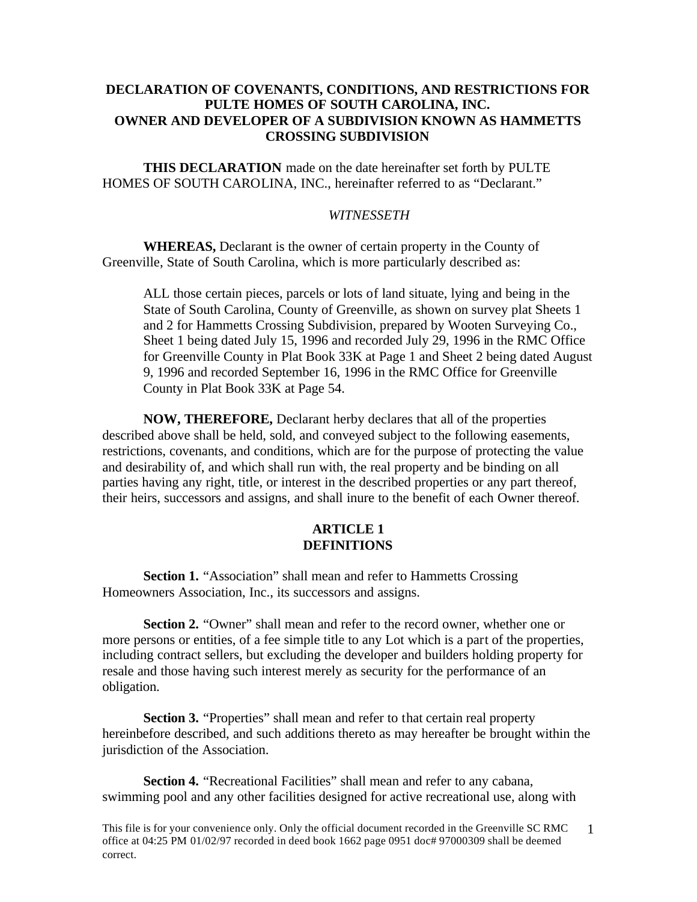# DECLARATION OF COVENANTS, CONDITIONS, AND RESTRICTIONS FOR PULTE HOMES OF SOUTH CAROLINA, INC. OWNER AND DEVELOPER OF A SUBDIVISION KNOWN AS HAMMETTS CROSSING SUBDIVISION

**THIS DECLARATION** made on the date hereinafter set forth by PULTE HOMES OF SOUTH CAROLINA, INC., hereinafter referred to as "Declarant."

*WITNESSETH*

**WHEREAS,** Declarant is the owner of certain property in the County of Greenville, State of South Carolina, which is more particularly described as:

> ALL those certain pieces, parcels or lots of land situate, lying and being in the State of South Carolina, County of Greenville, as shown on survey plat Sheets 1 and 2 for Hammetts Crossing Subdivision, prepared by Wooten Surveying Co., Sheet 1 being dated July 15, 1996 and recorded July 29, 1996 in the RMC Office for Greenville County in Plat Book 33K at Page 1 and Sheet 2 being dated August 9, 1996 and recorded September 16, 1996 in the RMC Office for Greenville County in Plat Book 33K at Page 54.

**NOW, THEREFORE,** Declarant herby declares that all of the properties described above shall be held, sold, and conveyed subject to the following easements, restrictions, covenants, and conditions, which are for the purpose of protecting the value and desirability of, and which shall run with, the real property and be binding on all parties having any right, title, or interest in the described properties or any part thereof, their heirs, successors and assigns, and shall inure to the benefit of each Owner thereof.

## ARTICLE 1
## DEFINITIONS

**Section 1.** "Association" shall mean and refer to Hammetts Crossing Homeowners Association, Inc., its successors and assigns.

**Section 2.** "Owner" shall mean and refer to the record owner, whether one or more persons or entities, of a fee simple title to any Lot which is a part of the properties, including contract sellers, but excluding the developer and builders holding property for resale and those having such interest merely as security for the performance of an obligation.

**Section 3.** "Properties" shall mean and refer to that certain real property hereinbefore described, and such additions thereto as may hereafter be brought within the jurisdiction of the Association.

**Section 4.** "Recreational Facilities" shall mean and refer to any cabana, swimming pool and any other facilities designed for active recreational use, along with

This file is for your convenience only. Only the official document recorded in the Greenville SC RMC office at 04:25 PM 01/02/97 recorded in deed book 1662 page 0951 doc# 97000309 shall be deemed correct.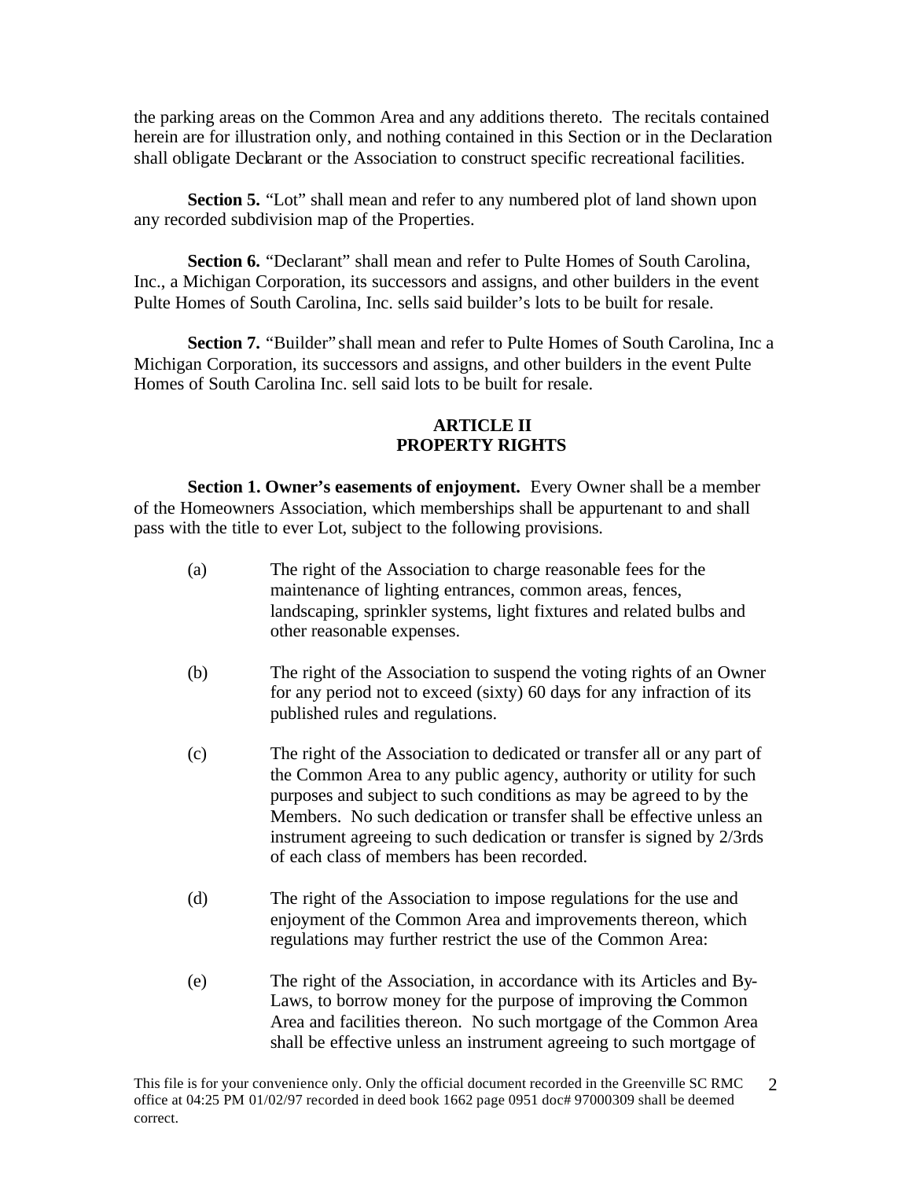the parking areas on the Common Area and any additions thereto. The recitals contained herein are for illustration only, and nothing contained in this Section or in the Declaration shall obligate Declarant or the Association to construct specific recreational facilities.

**Section 5.** "Lot" shall mean and refer to any numbered plot of land shown upon any recorded subdivision map of the Properties.

**Section 6.** "Declarant" shall mean and refer to Pulte Homes of South Carolina, Inc., a Michigan Corporation, its successors and assigns, and other builders in the event Pulte Homes of South Carolina, Inc. sells said builder's lots to be built for resale.

**Section 7.** "Builder" shall mean and refer to Pulte Homes of South Carolina, Inc a Michigan Corporation, its successors and assigns, and other builders in the event Pulte Homes of South Carolina Inc. sell said lots to be built for resale.

## ARTICLE II
## PROPERTY RIGHTS

**Section 1. Owner's easements of enjoyment.** Every Owner shall be a member of the Homeowners Association, which memberships shall be appurtenant to and shall pass with the title to ever Lot, subject to the following provisions.

(a) The right of the Association to charge reasonable fees for the maintenance of lighting entrances, common areas, fences, landscaping, sprinkler systems, light fixtures and related bulbs and other reasonable expenses.

(b) The right of the Association to suspend the voting rights of an Owner for any period not to exceed (sixty) 60 days for any infraction of its published rules and regulations.

(c) The right of the Association to dedicated or transfer all or any part of the Common Area to any public agency, authority or utility for such purposes and subject to such conditions as may be agreed to by the Members. No such dedication or transfer shall be effective unless an instrument agreeing to such dedication or transfer is signed by 2/3rds of each class of members has been recorded.

(d) The right of the Association to impose regulations for the use and enjoyment of the Common Area and improvements thereon, which regulations may further restrict the use of the Common Area:

(e) The right of the Association, in accordance with its Articles and By-Laws, to borrow money for the purpose of improving the Common Area and facilities thereon. No such mortgage of the Common Area shall be effective unless an instrument agreeing to such mortgage of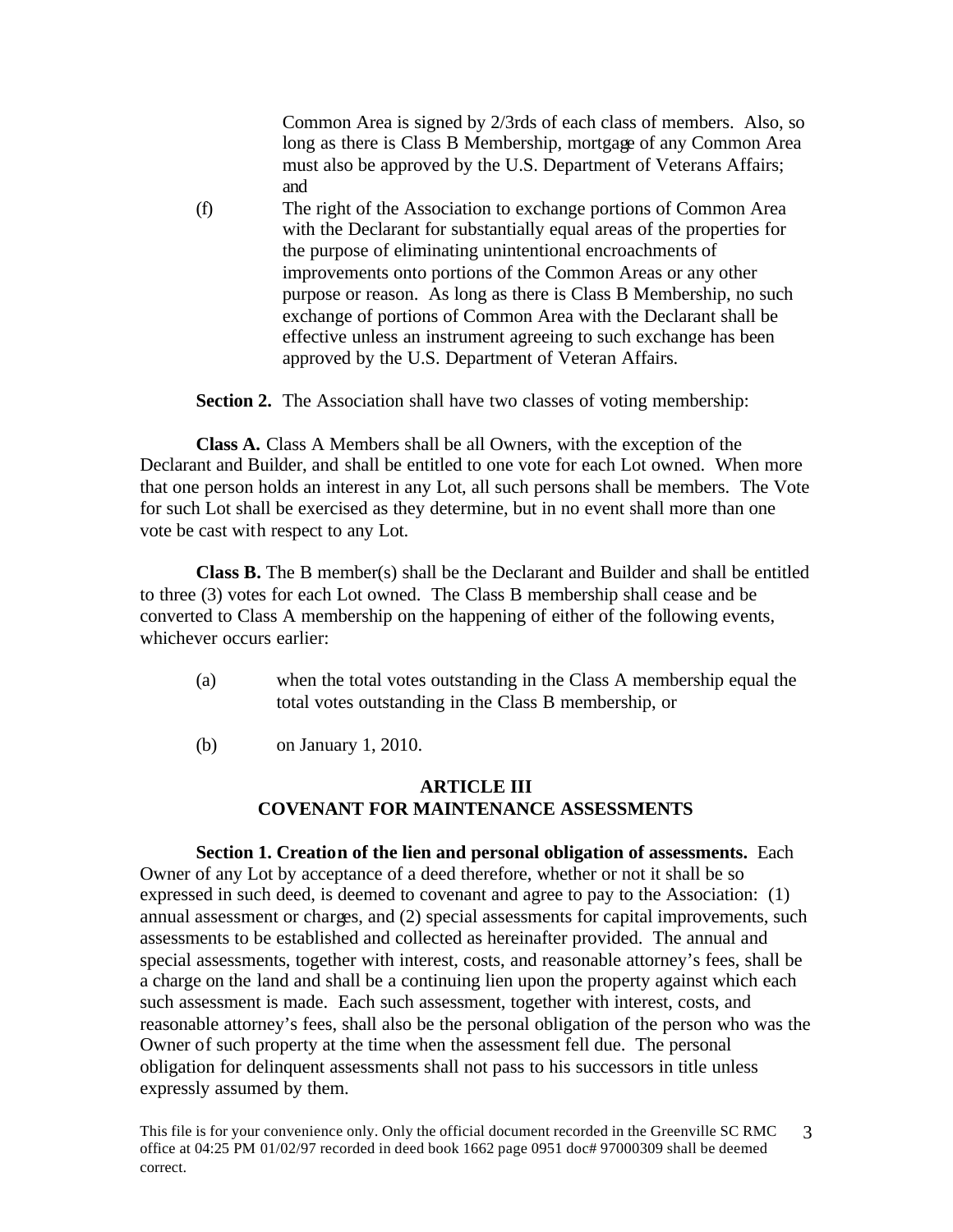Common Area is signed by 2/3rds of each class of members. Also, so long as there is Class B Membership, mortgage of any Common Area must also be approved by the U.S. Department of Veterans Affairs; and

(f) The right of the Association to exchange portions of Common Area with the Declarant for substantially equal areas of the properties for the purpose of eliminating unintentional encroachments of improvements onto portions of the Common Areas or any other purpose or reason. As long as there is Class B Membership, no such exchange of portions of Common Area with the Declarant shall be effective unless an instrument agreeing to such exchange has been approved by the U.S. Department of Veteran Affairs.

**Section 2.** The Association shall have two classes of voting membership:

**Class A.** Class A Members shall be all Owners, with the exception of the Declarant and Builder, and shall be entitled to one vote for each Lot owned. When more that one person holds an interest in any Lot, all such persons shall be members. The Vote for such Lot shall be exercised as they determine, but in no event shall more than one vote be cast with respect to any Lot.

**Class B.** The B member(s) shall be the Declarant and Builder and shall be entitled to three (3) votes for each Lot owned. The Class B membership shall cease and be converted to Class A membership on the happening of either of the following events, whichever occurs earlier:

(a) when the total votes outstanding in the Class A membership equal the total votes outstanding in the Class B membership, or

(b) on January 1, 2010.

## ARTICLE III
## COVENANT FOR MAINTENANCE ASSESSMENTS

**Section 1. Creation of the lien and personal obligation of assessments.** Each Owner of any Lot by acceptance of a deed therefore, whether or not it shall be so expressed in such deed, is deemed to covenant and agree to pay to the Association: (1) annual assessment or charges, and (2) special assessments for capital improvements, such assessments to be established and collected as hereinafter provided. The annual and special assessments, together with interest, costs, and reasonable attorney's fees, shall be a charge on the land and shall be a continuing lien upon the property against which each such assessment is made. Each such assessment, together with interest, costs, and reasonable attorney's fees, shall also be the personal obligation of the person who was the Owner of such property at the time when the assessment fell due. The personal obligation for delinquent assessments shall not pass to his successors in title unless expressly assumed by them.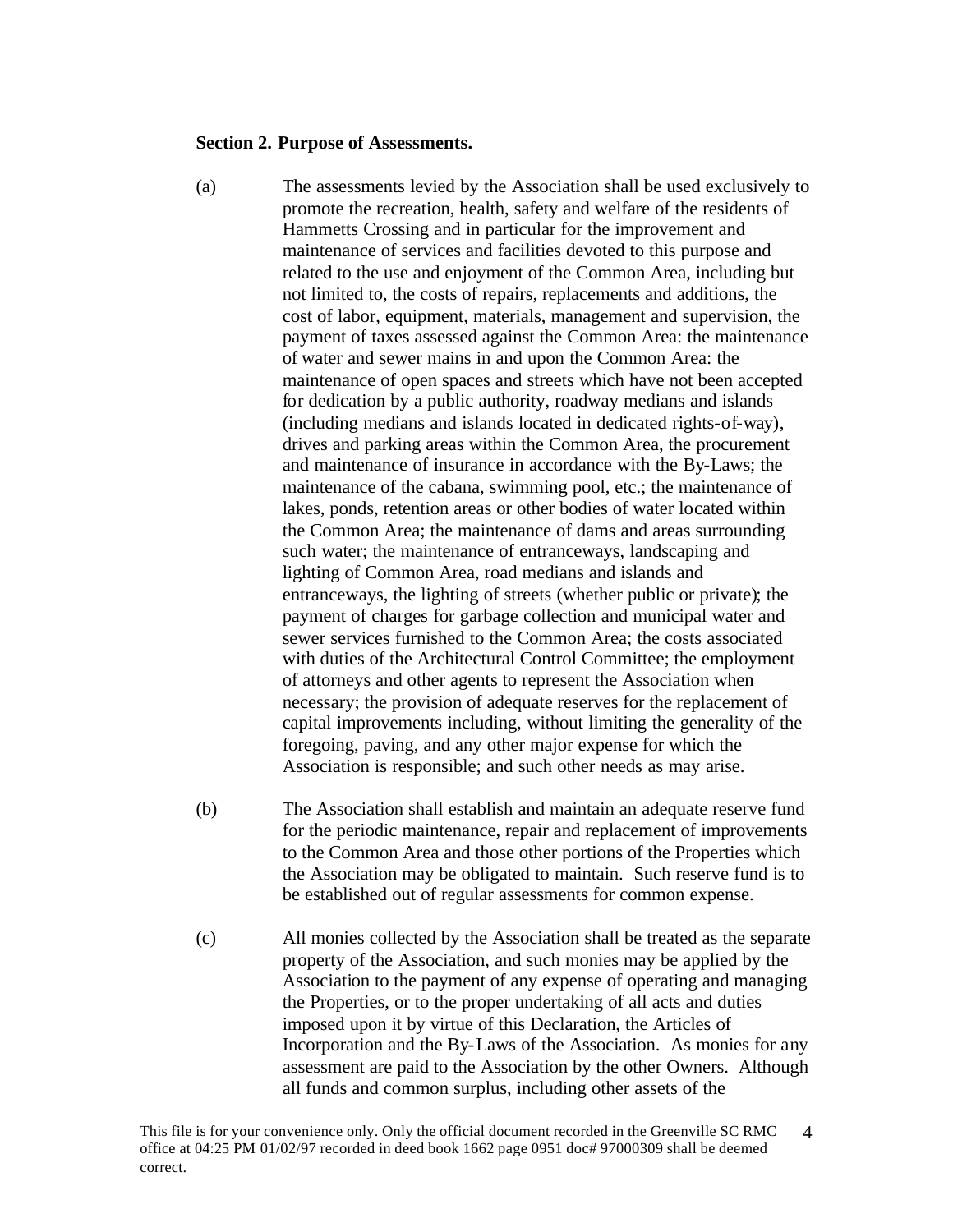**Section 2. Purpose of Assessments.**

(a) The assessments levied by the Association shall be used exclusively to promote the recreation, health, safety and welfare of the residents of Hammetts Crossing and in particular for the improvement and maintenance of services and facilities devoted to this purpose and related to the use and enjoyment of the Common Area, including but not limited to, the costs of repairs, replacements and additions, the cost of labor, equipment, materials, management and supervision, the payment of taxes assessed against the Common Area: the maintenance of water and sewer mains in and upon the Common Area: the maintenance of open spaces and streets which have not been accepted for dedication by a public authority, roadway medians and islands (including medians and islands located in dedicated rights-of-way), drives and parking areas within the Common Area, the procurement and maintenance of insurance in accordance with the By-Laws; the maintenance of the cabana, swimming pool, etc.; the maintenance of lakes, ponds, retention areas or other bodies of water located within the Common Area; the maintenance of dams and areas surrounding such water; the maintenance of entranceways, landscaping and lighting of Common Area, road medians and islands and entranceways, the lighting of streets (whether public or private); the payment of charges for garbage collection and municipal water and sewer services furnished to the Common Area; the costs associated with duties of the Architectural Control Committee; the employment of attorneys and other agents to represent the Association when necessary; the provision of adequate reserves for the replacement of capital improvements including, without limiting the generality of the foregoing, paving, and any other major expense for which the Association is responsible; and such other needs as may arise.

(b) The Association shall establish and maintain an adequate reserve fund for the periodic maintenance, repair and replacement of improvements to the Common Area and those other portions of the Properties which the Association may be obligated to maintain. Such reserve fund is to be established out of regular assessments for common expense.

(c) All monies collected by the Association shall be treated as the separate property of the Association, and such monies may be applied by the Association to the payment of any expense of operating and managing the Properties, or to the proper undertaking of all acts and duties imposed upon it by virtue of this Declaration, the Articles of Incorporation and the By-Laws of the Association. As monies for any assessment are paid to the Association by the other Owners. Although all funds and common surplus, including other assets of the

This file is for your convenience only. Only the official document recorded in the Greenville SC RMC office at 04:25 PM 01/02/97 recorded in deed book 1662 page 0951 doc# 97000309 shall be deemed correct.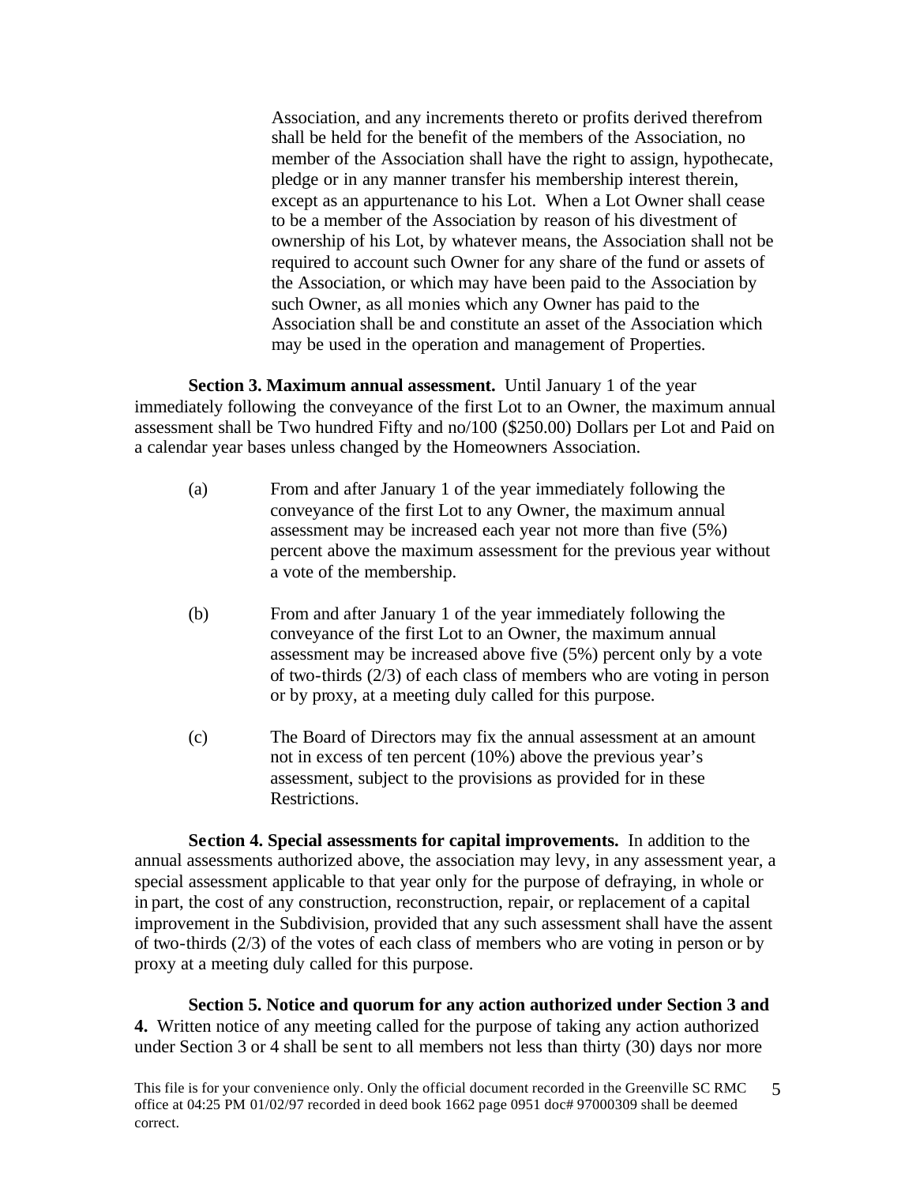Association, and any increments thereto or profits derived therefrom shall be held for the benefit of the members of the Association, no member of the Association shall have the right to assign, hypothecate, pledge or in any manner transfer his membership interest therein, except as an appurtenance to his Lot. When a Lot Owner shall cease to be a member of the Association by reason of his divestment of ownership of his Lot, by whatever means, the Association shall not be required to account such Owner for any share of the fund or assets of the Association, or which may have been paid to the Association by such Owner, as all monies which any Owner has paid to the Association shall be and constitute an asset of the Association which may be used in the operation and management of Properties.

**Section 3. Maximum annual assessment.** Until January 1 of the year immediately following the conveyance of the first Lot to an Owner, the maximum annual assessment shall be Two hundred Fifty and no/100 ($250.00) Dollars per Lot and Paid on a calendar year bases unless changed by the Homeowners Association.

(a) From and after January 1 of the year immediately following the conveyance of the first Lot to any Owner, the maximum annual assessment may be increased each year not more than five (5%) percent above the maximum assessment for the previous year without a vote of the membership.

(b) From and after January 1 of the year immediately following the conveyance of the first Lot to an Owner, the maximum annual assessment may be increased above five (5%) percent only by a vote of two-thirds (2/3) of each class of members who are voting in person or by proxy, at a meeting duly called for this purpose.

(c) The Board of Directors may fix the annual assessment at an amount not in excess of ten percent (10%) above the previous year's assessment, subject to the provisions as provided for in these Restrictions.

**Section 4. Special assessments for capital improvements.** In addition to the annual assessments authorized above, the association may levy, in any assessment year, a special assessment applicable to that year only for the purpose of defraying, in whole or in part, the cost of any construction, reconstruction, repair, or replacement of a capital improvement in the Subdivision, provided that any such assessment shall have the assent of two-thirds (2/3) of the votes of each class of members who are voting in person or by proxy at a meeting duly called for this purpose.

**Section 5. Notice and quorum for any action authorized under Section 3 and 4.** Written notice of any meeting called for the purpose of taking any action authorized under Section 3 or 4 shall be sent to all members not less than thirty (30) days nor more

This file is for your convenience only. Only the official document recorded in the Greenville SC RMC office at 04:25 PM 01/02/97 recorded in deed book 1662 page 0951 doc# 97000309 shall be deemed correct.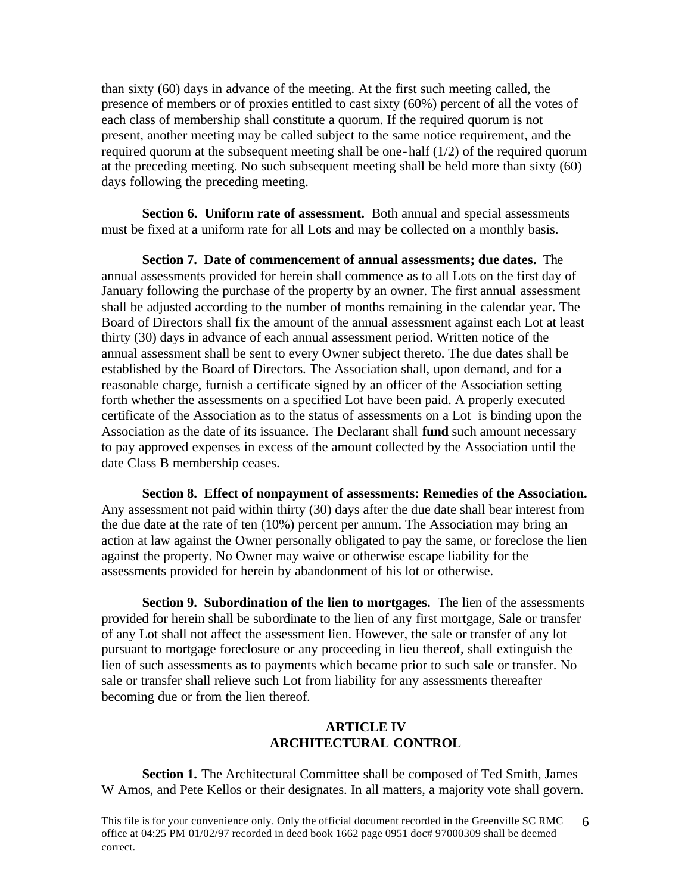than sixty (60) days in advance of the meeting. At the first such meeting called, the presence of members or of proxies entitled to cast sixty (60%) percent of all the votes of each class of membership shall constitute a quorum. If the required quorum is not present, another meeting may be called subject to the same notice requirement, and the required quorum at the subsequent meeting shall be one-half (1/2) of the required quorum at the preceding meeting. No such subsequent meeting shall be held more than sixty (60) days following the preceding meeting.

**Section 6. Uniform rate of assessment.** Both annual and special assessments must be fixed at a uniform rate for all Lots and may be collected on a monthly basis.

**Section 7. Date of commencement of annual assessments; due dates.** The annual assessments provided for herein shall commence as to all Lots on the first day of January following the purchase of the property by an owner. The first annual assessment shall be adjusted according to the number of months remaining in the calendar year. The Board of Directors shall fix the amount of the annual assessment against each Lot at least thirty (30) days in advance of each annual assessment period. Written notice of the annual assessment shall be sent to every Owner subject thereto. The due dates shall be established by the Board of Directors. The Association shall, upon demand, and for a reasonable charge, furnish a certificate signed by an officer of the Association setting forth whether the assessments on a specified Lot have been paid. A properly executed certificate of the Association as to the status of assessments on a Lot is binding upon the Association as the date of its issuance. The Declarant shall **fund** such amount necessary to pay approved expenses in excess of the amount collected by the Association until the date Class B membership ceases.

**Section 8. Effect of nonpayment of assessments: Remedies of the Association.** Any assessment not paid within thirty (30) days after the due date shall bear interest from the due date at the rate of ten (10%) percent per annum. The Association may bring an action at law against the Owner personally obligated to pay the same, or foreclose the lien against the property. No Owner may waive or otherwise escape liability for the assessments provided for herein by abandonment of his lot or otherwise.

**Section 9. Subordination of the lien to mortgages.** The lien of the assessments provided for herein shall be subordinate to the lien of any first mortgage, Sale or transfer of any Lot shall not affect the assessment lien. However, the sale or transfer of any lot pursuant to mortgage foreclosure or any proceeding in lieu thereof, shall extinguish the lien of such assessments as to payments which became prior to such sale or transfer. No sale or transfer shall relieve such Lot from liability for any assessments thereafter becoming due or from the lien thereof.

## ARTICLE IV
## ARCHITECTURAL CONTROL

**Section 1.** The Architectural Committee shall be composed of Ted Smith, James W Amos, and Pete Kellos or their designates. In all matters, a majority vote shall govern.

This file is for your convenience only. Only the official document recorded in the Greenville SC RMC office at 04:25 PM 01/02/97 recorded in deed book 1662 page 0951 doc# 97000309 shall be deemed correct.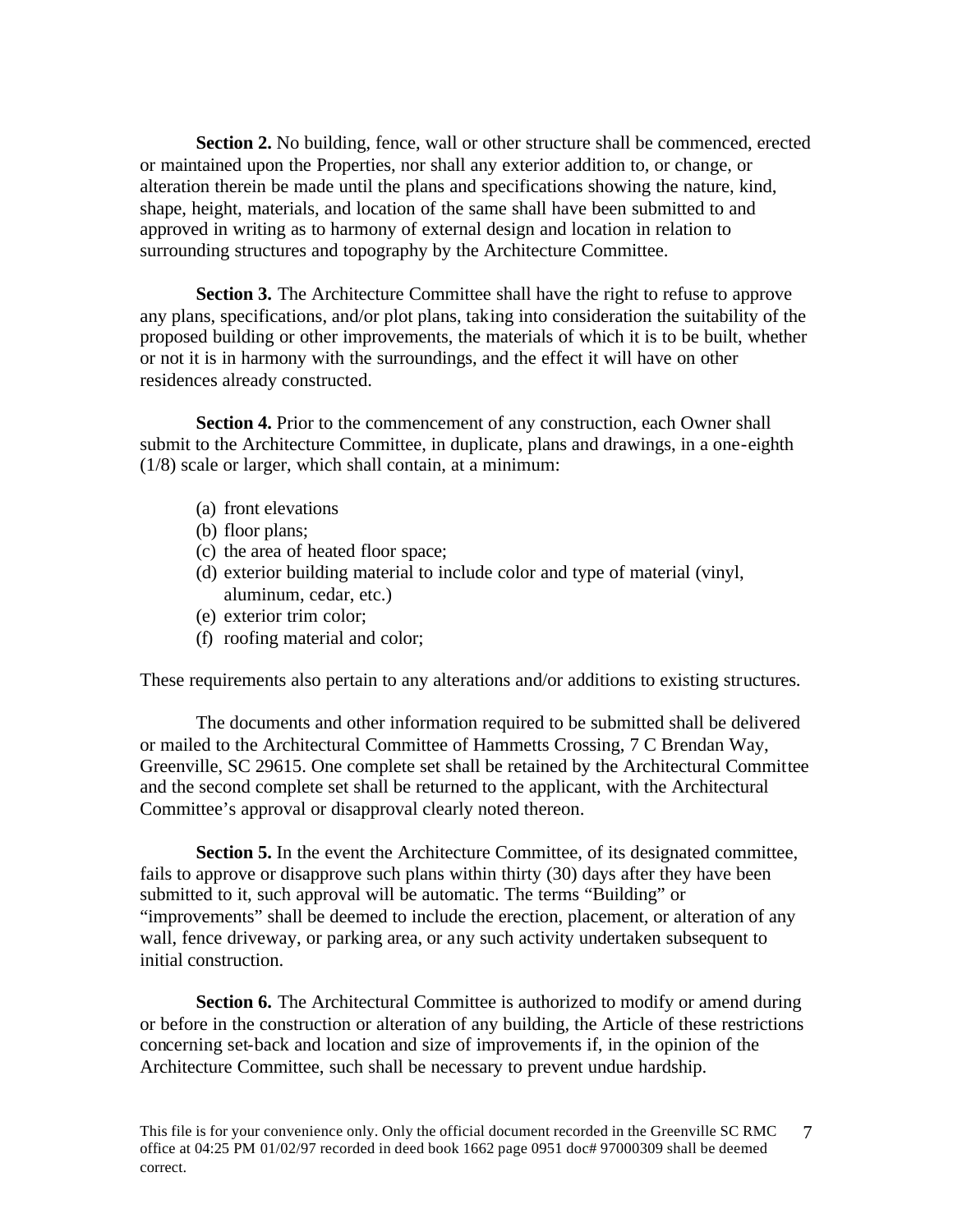**Section 2.** No building, fence, wall or other structure shall be commenced, erected or maintained upon the Properties, nor shall any exterior addition to, or change, or alteration therein be made until the plans and specifications showing the nature, kind, shape, height, materials, and location of the same shall have been submitted to and approved in writing as to harmony of external design and location in relation to surrounding structures and topography by the Architecture Committee.

**Section 3.** The Architecture Committee shall have the right to refuse to approve any plans, specifications, and/or plot plans, taking into consideration the suitability of the proposed building or other improvements, the materials of which it is to be built, whether or not it is in harmony with the surroundings, and the effect it will have on other residences already constructed.

**Section 4.** Prior to the commencement of any construction, each Owner shall submit to the Architecture Committee, in duplicate, plans and drawings, in a one-eighth (1/8) scale or larger, which shall contain, at a minimum:

(a) front elevations
(b) floor plans;
(c) the area of heated floor space;
(d) exterior building material to include color and type of material (vinyl, aluminum, cedar, etc.)
(e) exterior trim color;
(f) roofing material and color;

These requirements also pertain to any alterations and/or additions to existing structures.

The documents and other information required to be submitted shall be delivered or mailed to the Architectural Committee of Hammetts Crossing, 7 C Brendan Way, Greenville, SC 29615. One complete set shall be retained by the Architectural Committee and the second complete set shall be returned to the applicant, with the Architectural Committee's approval or disapproval clearly noted thereon.

**Section 5.** In the event the Architecture Committee, of its designated committee, fails to approve or disapprove such plans within thirty (30) days after they have been submitted to it, such approval will be automatic. The terms "Building" or "improvements" shall be deemed to include the erection, placement, or alteration of any wall, fence driveway, or parking area, or any such activity undertaken subsequent to initial construction.

**Section 6.** The Architectural Committee is authorized to modify or amend during or before in the construction or alteration of any building, the Article of these restrictions concerning set-back and location and size of improvements if, in the opinion of the Architecture Committee, such shall be necessary to prevent undue hardship.

This file is for your convenience only. Only the official document recorded in the Greenville SC RMC office at 04:25 PM 01/02/97 recorded in deed book 1662 page 0951 doc# 97000309 shall be deemed correct.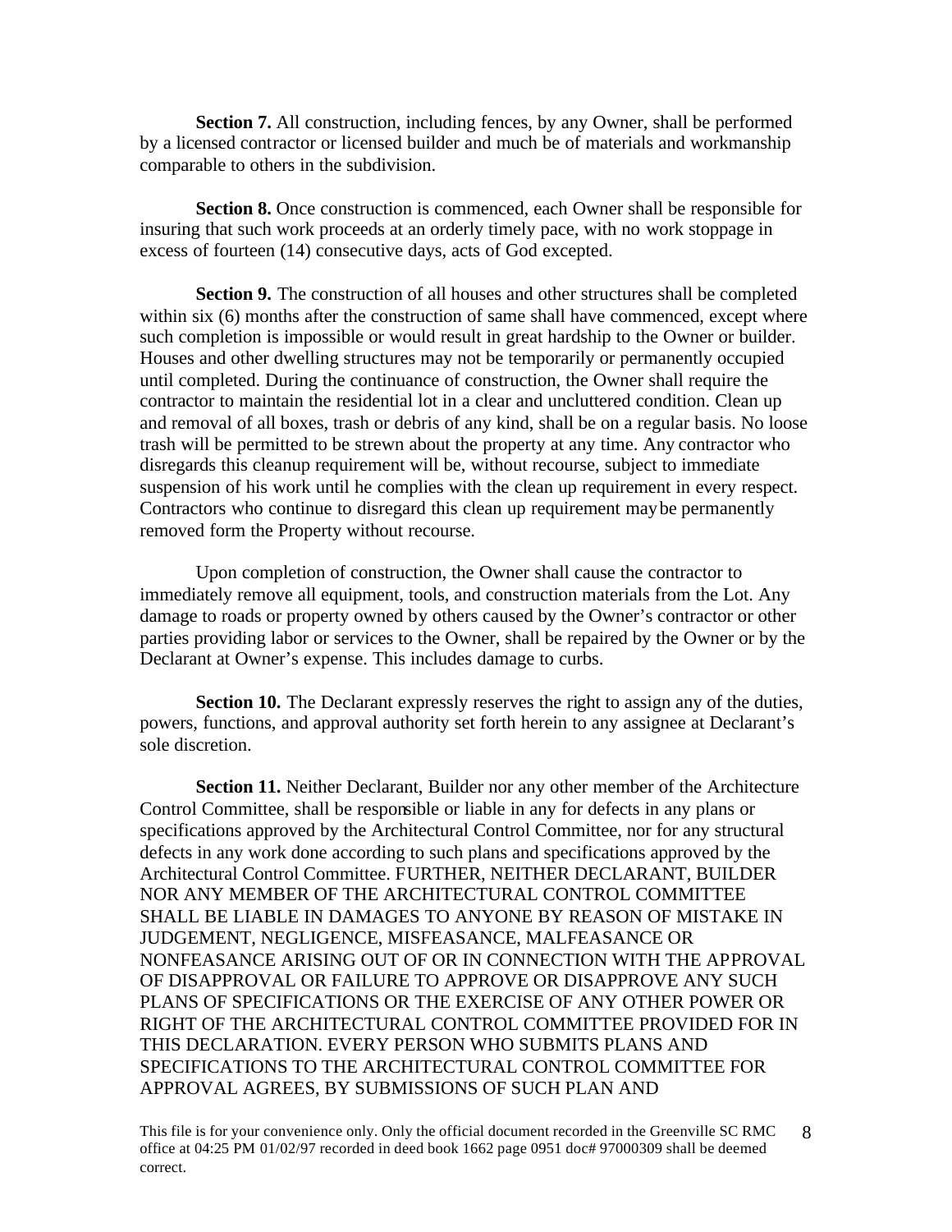**Section 7.** All construction, including fences, by any Owner, shall be performed by a licensed contractor or licensed builder and much be of materials and workmanship comparable to others in the subdivision.

**Section 8.** Once construction is commenced, each Owner shall be responsible for insuring that such work proceeds at an orderly timely pace, with no work stoppage in excess of fourteen (14) consecutive days, acts of God excepted.

**Section 9.** The construction of all houses and other structures shall be completed within six (6) months after the construction of same shall have commenced, except where such completion is impossible or would result in great hardship to the Owner or builder. Houses and other dwelling structures may not be temporarily or permanently occupied until completed. During the continuance of construction, the Owner shall require the contractor to maintain the residential lot in a clear and uncluttered condition. Clean up and removal of all boxes, trash or debris of any kind, shall be on a regular basis. No loose trash will be permitted to be strewn about the property at any time. Any contractor who disregards this cleanup requirement will be, without recourse, subject to immediate suspension of his work until he complies with the clean up requirement in every respect. Contractors who continue to disregard this clean up requirement may be permanently removed form the Property without recourse.

Upon completion of construction, the Owner shall cause the contractor to immediately remove all equipment, tools, and construction materials from the Lot. Any damage to roads or property owned by others caused by the Owner's contractor or other parties providing labor or services to the Owner, shall be repaired by the Owner or by the Declarant at Owner's expense. This includes damage to curbs.

**Section 10.** The Declarant expressly reserves the right to assign any of the duties, powers, functions, and approval authority set forth herein to any assignee at Declarant's sole discretion.

**Section 11.** Neither Declarant, Builder nor any other member of the Architecture Control Committee, shall be responsible or liable in any for defects in any plans or specifications approved by the Architectural Control Committee, nor for any structural defects in any work done according to such plans and specifications approved by the Architectural Control Committee. FURTHER, NEITHER DECLARANT, BUILDER NOR ANY MEMBER OF THE ARCHITECTURAL CONTROL COMMITTEE SHALL BE LIABLE IN DAMAGES TO ANYONE BY REASON OF MISTAKE IN JUDGEMENT, NEGLIGENCE, MISFEASANCE, MALFEASANCE OR NONFEASANCE ARISING OUT OF OR IN CONNECTION WITH THE APPROVAL OF DISAPPROVAL OR FAILURE TO APPROVE OR DISAPPROVE ANY SUCH PLANS OF SPECIFICATIONS OR THE EXERCISE OF ANY OTHER POWER OR RIGHT OF THE ARCHITECTURAL CONTROL COMMITTEE PROVIDED FOR IN THIS DECLARATION. EVERY PERSON WHO SUBMITS PLANS AND SPECIFICATIONS TO THE ARCHITECTURAL CONTROL COMMITTEE FOR APPROVAL AGREES, BY SUBMISSIONS OF SUCH PLAN AND

This file is for your convenience only. Only the official document recorded in the Greenville SC RMC office at 04:25 PM 01/02/97 recorded in deed book 1662 page 0951 doc# 97000309 shall be deemed correct.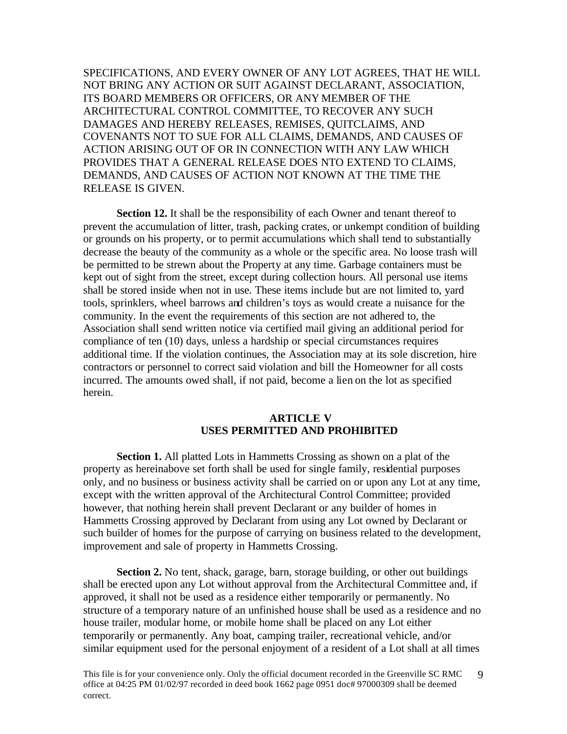SPECIFICATIONS, AND EVERY OWNER OF ANY LOT AGREES, THAT HE WILL NOT BRING ANY ACTION OR SUIT AGAINST DECLARANT, ASSOCIATION, ITS BOARD MEMBERS OR OFFICERS, OR ANY MEMBER OF THE ARCHITECTURAL CONTROL COMMITTEE, TO RECOVER ANY SUCH DAMAGES AND HEREBY RELEASES, REMISES, QUITCLAIMS, AND COVENANTS NOT TO SUE FOR ALL CLAIMS, DEMANDS, AND CAUSES OF ACTION ARISING OUT OF OR IN CONNECTION WITH ANY LAW WHICH PROVIDES THAT A GENERAL RELEASE DOES NTO EXTEND TO CLAIMS, DEMANDS, AND CAUSES OF ACTION NOT KNOWN AT THE TIME THE RELEASE IS GIVEN.

**Section 12.** It shall be the responsibility of each Owner and tenant thereof to prevent the accumulation of litter, trash, packing crates, or unkempt condition of building or grounds on his property, or to permit accumulations which shall tend to substantially decrease the beauty of the community as a whole or the specific area. No loose trash will be permitted to be strewn about the Property at any time. Garbage containers must be kept out of sight from the street, except during collection hours. All personal use items shall be stored inside when not in use. These items include but are not limited to, yard tools, sprinklers, wheel barrows and children's toys as would create a nuisance for the community. In the event the requirements of this section are not adhered to, the Association shall send written notice via certified mail giving an additional period for compliance of ten (10) days, unless a hardship or special circumstances requires additional time. If the violation continues, the Association may at its sole discretion, hire contractors or personnel to correct said violation and bill the Homeowner for all costs incurred. The amounts owed shall, if not paid, become a lien on the lot as specified herein.

## ARTICLE V
## USES PERMITTED AND PROHIBITED

**Section 1.** All platted Lots in Hammetts Crossing as shown on a plat of the property as hereinabove set forth shall be used for single family, residential purposes only, and no business or business activity shall be carried on or upon any Lot at any time, except with the written approval of the Architectural Control Committee; provided however, that nothing herein shall prevent Declarant or any builder of homes in Hammetts Crossing approved by Declarant from using any Lot owned by Declarant or such builder of homes for the purpose of carrying on business related to the development, improvement and sale of property in Hammetts Crossing.

**Section 2.** No tent, shack, garage, barn, storage building, or other out buildings shall be erected upon any Lot without approval from the Architectural Committee and, if approved, it shall not be used as a residence either temporarily or permanently. No structure of a temporary nature of an unfinished house shall be used as a residence and no house trailer, modular home, or mobile home shall be placed on any Lot either temporarily or permanently. Any boat, camping trailer, recreational vehicle, and/or similar equipment used for the personal enjoyment of a resident of a Lot shall at all times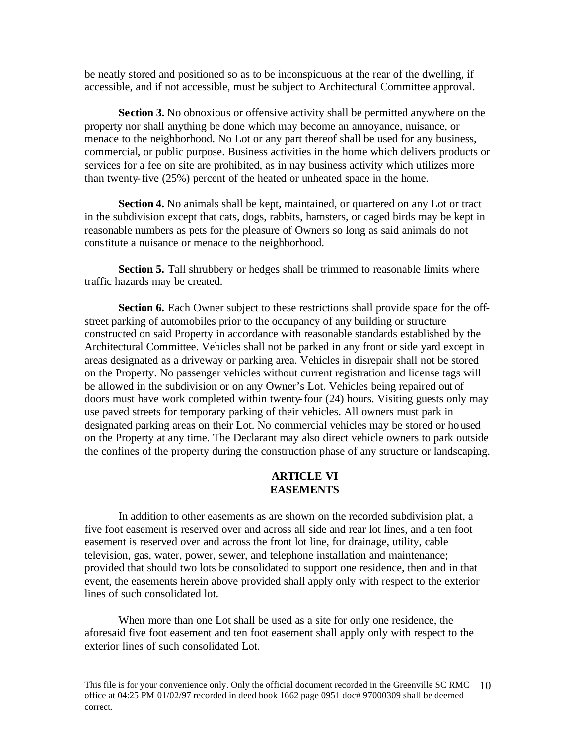be neatly stored and positioned so as to be inconspicuous at the rear of the dwelling, if accessible, and if not accessible, must be subject to Architectural Committee approval.

**Section 3.** No obnoxious or offensive activity shall be permitted anywhere on the property nor shall anything be done which may become an annoyance, nuisance, or menace to the neighborhood. No Lot or any part thereof shall be used for any business, commercial, or public purpose. Business activities in the home which delivers products or services for a fee on site are prohibited, as in nay business activity which utilizes more than twenty-five (25%) percent of the heated or unheated space in the home.

**Section 4.** No animals shall be kept, maintained, or quartered on any Lot or tract in the subdivision except that cats, dogs, rabbits, hamsters, or caged birds may be kept in reasonable numbers as pets for the pleasure of Owners so long as said animals do not constitute a nuisance or menace to the neighborhood.

**Section 5.** Tall shrubbery or hedges shall be trimmed to reasonable limits where traffic hazards may be created.

**Section 6.** Each Owner subject to these restrictions shall provide space for the off-street parking of automobiles prior to the occupancy of any building or structure constructed on said Property in accordance with reasonable standards established by the Architectural Committee. Vehicles shall not be parked in any front or side yard except in areas designated as a driveway or parking area. Vehicles in disrepair shall not be stored on the Property. No passenger vehicles without current registration and license tags will be allowed in the subdivision or on any Owner's Lot. Vehicles being repaired out of doors must have work completed within twenty-four (24) hours. Visiting guests only may use paved streets for temporary parking of their vehicles. All owners must park in designated parking areas on their Lot. No commercial vehicles may be stored or housed on the Property at any time. The Declarant may also direct vehicle owners to park outside the confines of the property during the construction phase of any structure or landscaping.

## ARTICLE VI
## EASEMENTS

In addition to other easements as are shown on the recorded subdivision plat, a five foot easement is reserved over and across all side and rear lot lines, and a ten foot easement is reserved over and across the front lot line, for drainage, utility, cable television, gas, water, power, sewer, and telephone installation and maintenance; provided that should two lots be consolidated to support one residence, then and in that event, the easements herein above provided shall apply only with respect to the exterior lines of such consolidated lot.

When more than one Lot shall be used as a site for only one residence, the aforesaid five foot easement and ten foot easement shall apply only with respect to the exterior lines of such consolidated Lot.

This file is for your convenience only. Only the official document recorded in the Greenville SC RMC office at 04:25 PM 01/02/97 recorded in deed book 1662 page 0951 doc# 97000309 shall be deemed correct.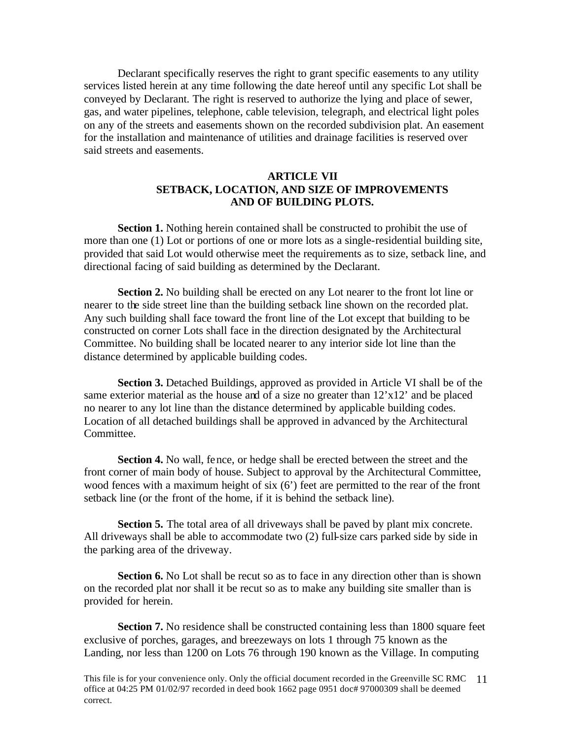Declarant specifically reserves the right to grant specific easements to any utility services listed herein at any time following the date hereof until any specific Lot shall be conveyed by Declarant. The right is reserved to authorize the lying and place of sewer, gas, and water pipelines, telephone, cable television, telegraph, and electrical light poles on any of the streets and easements shown on the recorded subdivision plat. An easement for the installation and maintenance of utilities and drainage facilities is reserved over said streets and easements.

## ARTICLE VII
## SETBACK, LOCATION, AND SIZE OF IMPROVEMENTS AND OF BUILDING PLOTS.

**Section 1.** Nothing herein contained shall be constructed to prohibit the use of more than one (1) Lot or portions of one or more lots as a single-residential building site, provided that said Lot would otherwise meet the requirements as to size, setback line, and directional facing of said building as determined by the Declarant.

**Section 2.** No building shall be erected on any Lot nearer to the front lot line or nearer to the side street line than the building setback line shown on the recorded plat. Any such building shall face toward the front line of the Lot except that building to be constructed on corner Lots shall face in the direction designated by the Architectural Committee. No building shall be located nearer to any interior side lot line than the distance determined by applicable building codes.

**Section 3.** Detached Buildings, approved as provided in Article VI shall be of the same exterior material as the house and of a size no greater than 12'x12' and be placed no nearer to any lot line than the distance determined by applicable building codes. Location of all detached buildings shall be approved in advanced by the Architectural Committee.

**Section 4.** No wall, fence, or hedge shall be erected between the street and the front corner of main body of house. Subject to approval by the Architectural Committee, wood fences with a maximum height of six (6') feet are permitted to the rear of the front setback line (or the front of the home, if it is behind the setback line).

**Section 5.** The total area of all driveways shall be paved by plant mix concrete. All driveways shall be able to accommodate two (2) full-size cars parked side by side in the parking area of the driveway.

**Section 6.** No Lot shall be recut so as to face in any direction other than is shown on the recorded plat nor shall it be recut so as to make any building site smaller than is provided for herein.

**Section 7.** No residence shall be constructed containing less than 1800 square feet exclusive of porches, garages, and breezeways on lots 1 through 75 known as the Landing, nor less than 1200 on Lots 76 through 190 known as the Village. In computing

This file is for your convenience only. Only the official document recorded in the Greenville SC RMC office at 04:25 PM 01/02/97 recorded in deed book 1662 page 0951 doc# 97000309 shall be deemed correct.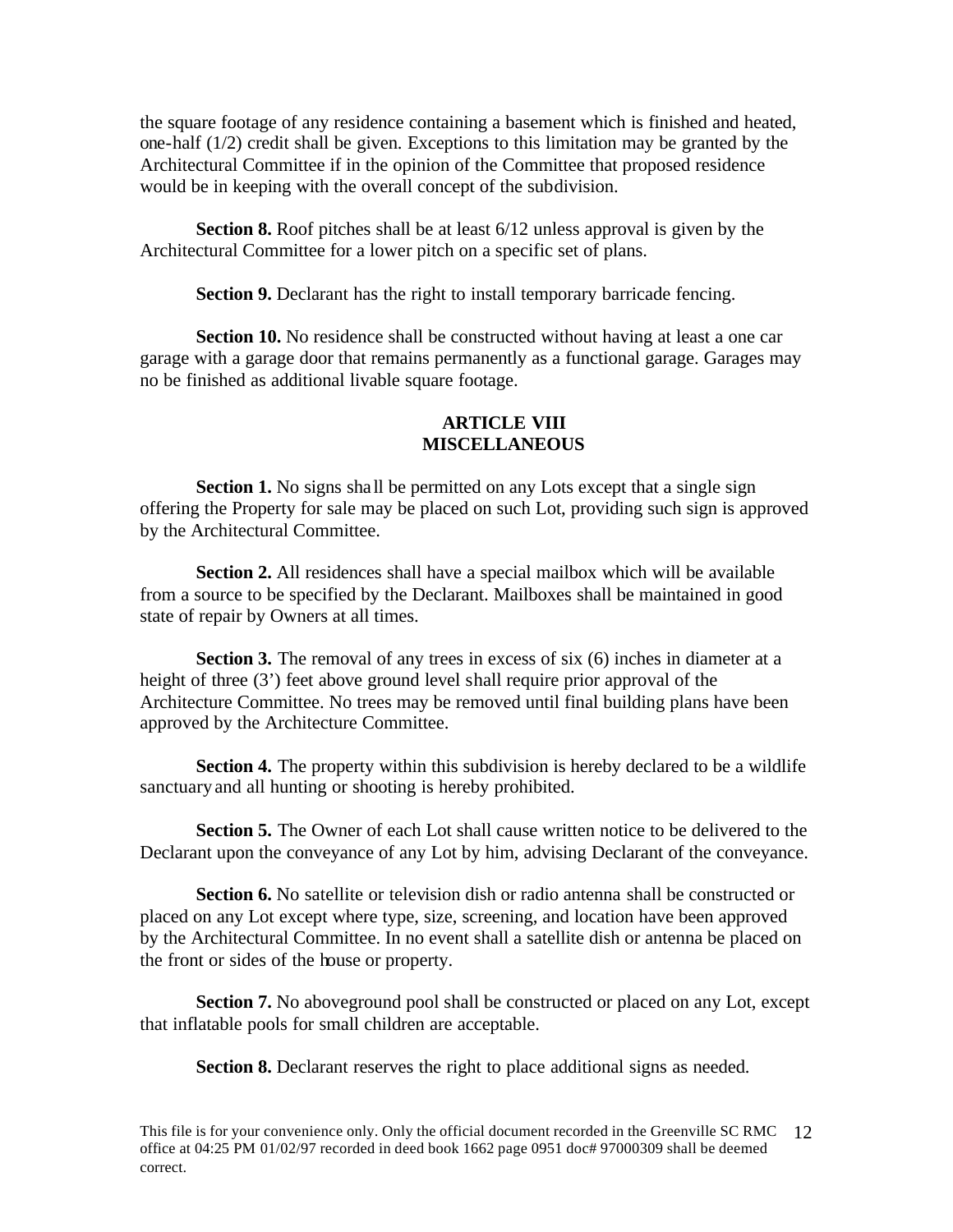the square footage of any residence containing a basement which is finished and heated, one-half (1/2) credit shall be given. Exceptions to this limitation may be granted by the Architectural Committee if in the opinion of the Committee that proposed residence would be in keeping with the overall concept of the subdivision.

**Section 8.** Roof pitches shall be at least 6/12 unless approval is given by the Architectural Committee for a lower pitch on a specific set of plans.

**Section 9.** Declarant has the right to install temporary barricade fencing.

**Section 10.** No residence shall be constructed without having at least a one car garage with a garage door that remains permanently as a functional garage. Garages may no be finished as additional livable square footage.

## ARTICLE VIII
## MISCELLANEOUS

**Section 1.** No signs shall be permitted on any Lots except that a single sign offering the Property for sale may be placed on such Lot, providing such sign is approved by the Architectural Committee.

**Section 2.** All residences shall have a special mailbox which will be available from a source to be specified by the Declarant. Mailboxes shall be maintained in good state of repair by Owners at all times.

**Section 3.** The removal of any trees in excess of six (6) inches in diameter at a height of three (3') feet above ground level shall require prior approval of the Architecture Committee. No trees may be removed until final building plans have been approved by the Architecture Committee.

**Section 4.** The property within this subdivision is hereby declared to be a wildlife sanctuary and all hunting or shooting is hereby prohibited.

**Section 5.** The Owner of each Lot shall cause written notice to be delivered to the Declarant upon the conveyance of any Lot by him, advising Declarant of the conveyance.

**Section 6.** No satellite or television dish or radio antenna shall be constructed or placed on any Lot except where type, size, screening, and location have been approved by the Architectural Committee. In no event shall a satellite dish or antenna be placed on the front or sides of the house or property.

**Section 7.** No aboveground pool shall be constructed or placed on any Lot, except that inflatable pools for small children are acceptable.

**Section 8.** Declarant reserves the right to place additional signs as needed.

This file is for your convenience only. Only the official document recorded in the Greenville SC RMC office at 04:25 PM 01/02/97 recorded in deed book 1662 page 0951 doc# 97000309 shall be deemed correct.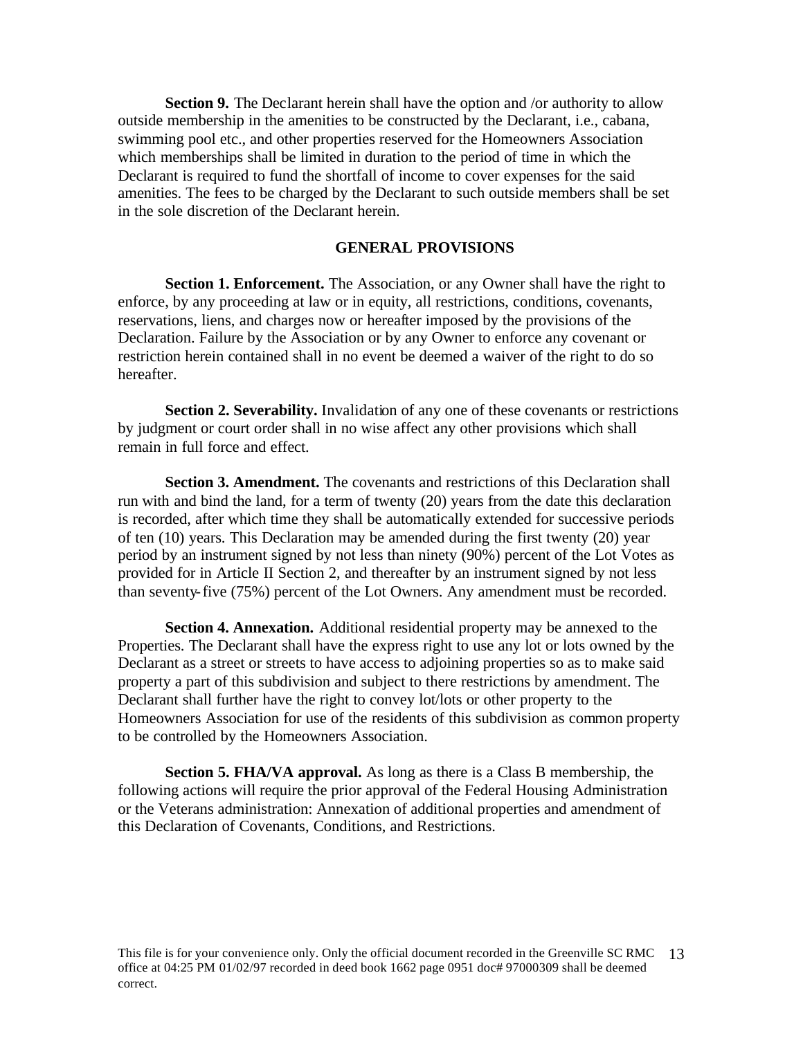**Section 9.** The Declarant herein shall have the option and /or authority to allow outside membership in the amenities to be constructed by the Declarant, i.e., cabana, swimming pool etc., and other properties reserved for the Homeowners Association which memberships shall be limited in duration to the period of time in which the Declarant is required to fund the shortfall of income to cover expenses for the said amenities. The fees to be charged by the Declarant to such outside members shall be set in the sole discretion of the Declarant herein.

## GENERAL PROVISIONS

**Section 1. Enforcement.** The Association, or any Owner shall have the right to enforce, by any proceeding at law or in equity, all restrictions, conditions, covenants, reservations, liens, and charges now or hereafter imposed by the provisions of the Declaration. Failure by the Association or by any Owner to enforce any covenant or restriction herein contained shall in no event be deemed a waiver of the right to do so hereafter.

**Section 2. Severability.** Invalidation of any one of these covenants or restrictions by judgment or court order shall in no wise affect any other provisions which shall remain in full force and effect.

**Section 3. Amendment.** The covenants and restrictions of this Declaration shall run with and bind the land, for a term of twenty (20) years from the date this declaration is recorded, after which time they shall be automatically extended for successive periods of ten (10) years. This Declaration may be amended during the first twenty (20) year period by an instrument signed by not less than ninety (90%) percent of the Lot Votes as provided for in Article II Section 2, and thereafter by an instrument signed by not less than seventy-five (75%) percent of the Lot Owners. Any amendment must be recorded.

**Section 4. Annexation.** Additional residential property may be annexed to the Properties. The Declarant shall have the express right to use any lot or lots owned by the Declarant as a street or streets to have access to adjoining properties so as to make said property a part of this subdivision and subject to there restrictions by amendment. The Declarant shall further have the right to convey lot/lots or other property to the Homeowners Association for use of the residents of this subdivision as common property to be controlled by the Homeowners Association.

**Section 5. FHA/VA approval.** As long as there is a Class B membership, the following actions will require the prior approval of the Federal Housing Administration or the Veterans administration: Annexation of additional properties and amendment of this Declaration of Covenants, Conditions, and Restrictions.

This file is for your convenience only. Only the official document recorded in the Greenville SC RMC office at 04:25 PM 01/02/97 recorded in deed book 1662 page 0951 doc# 97000309 shall be deemed correct.